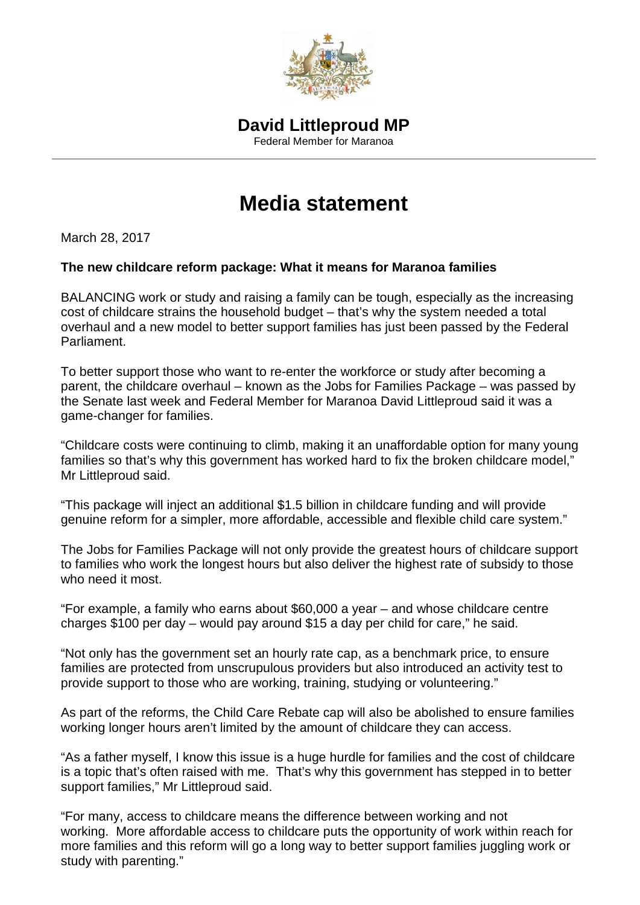**David Littleproud MP**
Federal Member for Maranoa

# Media statement

March 28, 2017

**The new childcare reform package: What it means for Maranoa families**

BALANCING work or study and raising a family can be tough, especially as the increasing cost of childcare strains the household budget – that's why the system needed a total overhaul and a new model to better support families has just been passed by the Federal Parliament.

To better support those who want to re-enter the workforce or study after becoming a parent, the childcare overhaul – known as the Jobs for Families Package – was passed by the Senate last week and Federal Member for Maranoa David Littleproud said it was a game-changer for families.

"Childcare costs were continuing to climb, making it an unaffordable option for many young families so that's why this government has worked hard to fix the broken childcare model," Mr Littleproud said.

"This package will inject an additional $1.5 billion in childcare funding and will provide genuine reform for a simpler, more affordable, accessible and flexible child care system."

The Jobs for Families Package will not only provide the greatest hours of childcare support to families who work the longest hours but also deliver the highest rate of subsidy to those who need it most.

"For example, a family who earns about $60,000 a year – and whose childcare centre charges $100 per day – would pay around $15 a day per child for care," he said.

"Not only has the government set an hourly rate cap, as a benchmark price, to ensure families are protected from unscrupulous providers but also introduced an activity test to provide support to those who are working, training, studying or volunteering."

As part of the reforms, the Child Care Rebate cap will also be abolished to ensure families working longer hours aren't limited by the amount of childcare they can access.

"As a father myself, I know this issue is a huge hurdle for families and the cost of childcare is a topic that's often raised with me. That's why this government has stepped in to better support families," Mr Littleproud said.

"For many, access to childcare means the difference between working and not working. More affordable access to childcare puts the opportunity of work within reach for more families and this reform will go a long way to better support families juggling work or study with parenting."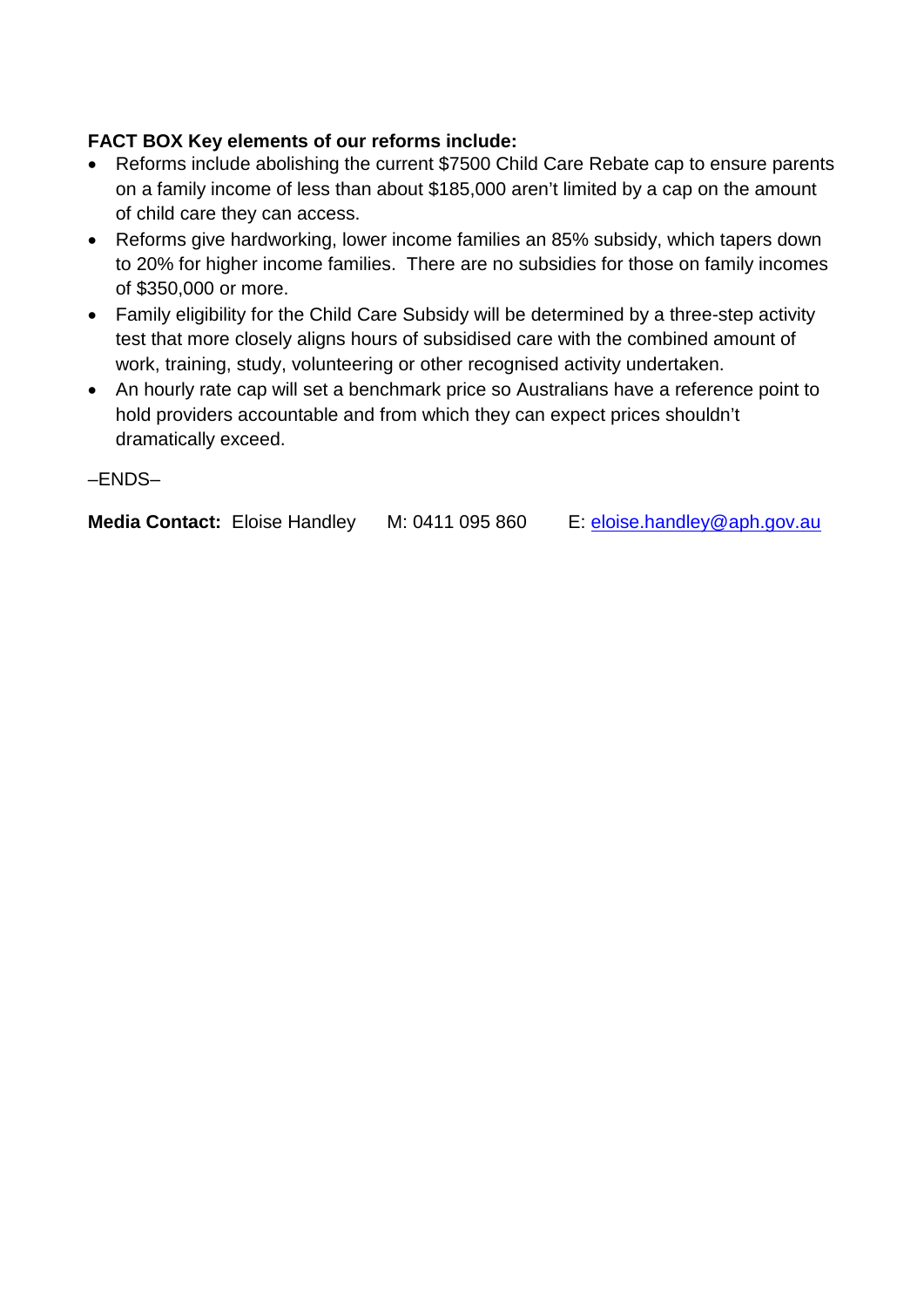**FACT BOX Key elements of our reforms include:**

- Reforms include abolishing the current $7500 Child Care Rebate cap to ensure parents on a family income of less than about $185,000 aren't limited by a cap on the amount of child care they can access.
- Reforms give hardworking, lower income families an 85% subsidy, which tapers down to 20% for higher income families. There are no subsidies for those on family incomes of $350,000 or more.
- Family eligibility for the Child Care Subsidy will be determined by a three-step activity test that more closely aligns hours of subsidised care with the combined amount of work, training, study, volunteering or other recognised activity undertaken.
- An hourly rate cap will set a benchmark price so Australians have a reference point to hold providers accountable and from which they can expect prices shouldn't dramatically exceed.

–ENDS–

**Media Contact:** Eloise Handley M: 0411 095 860 E: eloise.handley@aph.gov.au